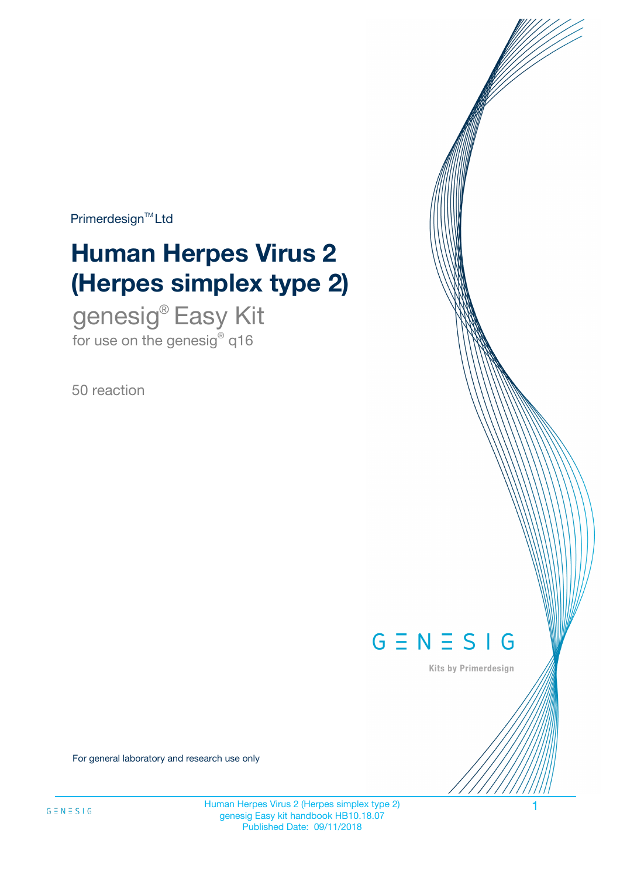Primerdesign™ Ltd

# Human Herpes Virus 2 (Herpes simplex type 2)

## genesig® Easy Kit

for use on the genesig® q16

50 reaction

GENESIG

Kits by Primerdesign

For general laboratory and research use only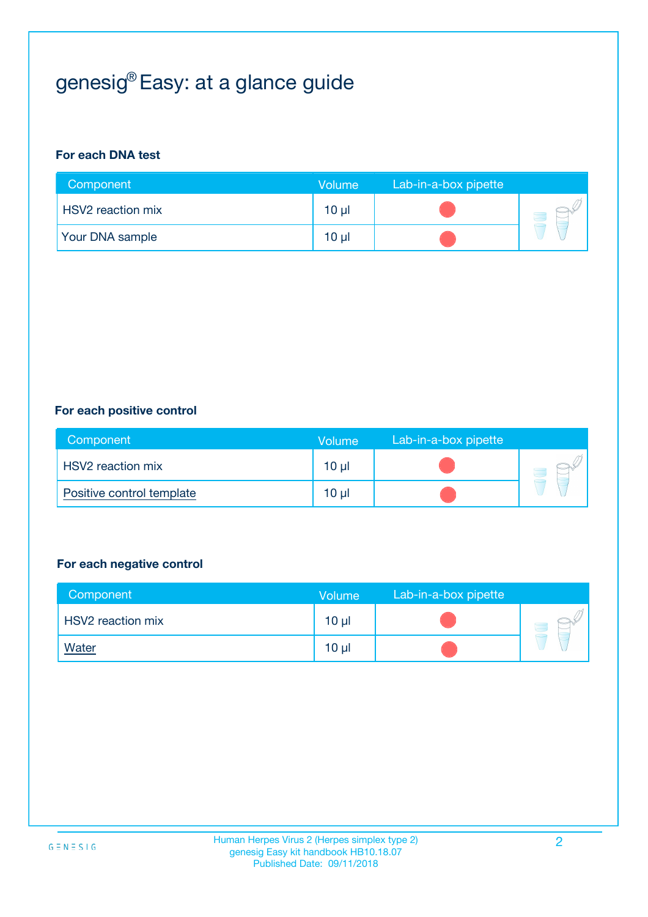# genesig® Easy: at a glance guide

### For each DNA test

| Component | Volume | Lab-in-a-box pipette |
|---|---|---|
| HSV2 reaction mix | 10 µl | |
| Your DNA sample | 10 µl | |

### For each positive control

| Component | Volume | Lab-in-a-box pipette |
|---|---|---|
| HSV2 reaction mix | 10 µl | |
| Positive control template | 10 µl | |

### For each negative control

| Component | Volume | Lab-in-a-box pipette |
|---|---|---|
| HSV2 reaction mix | 10 µl | |
| Water | 10 µl | |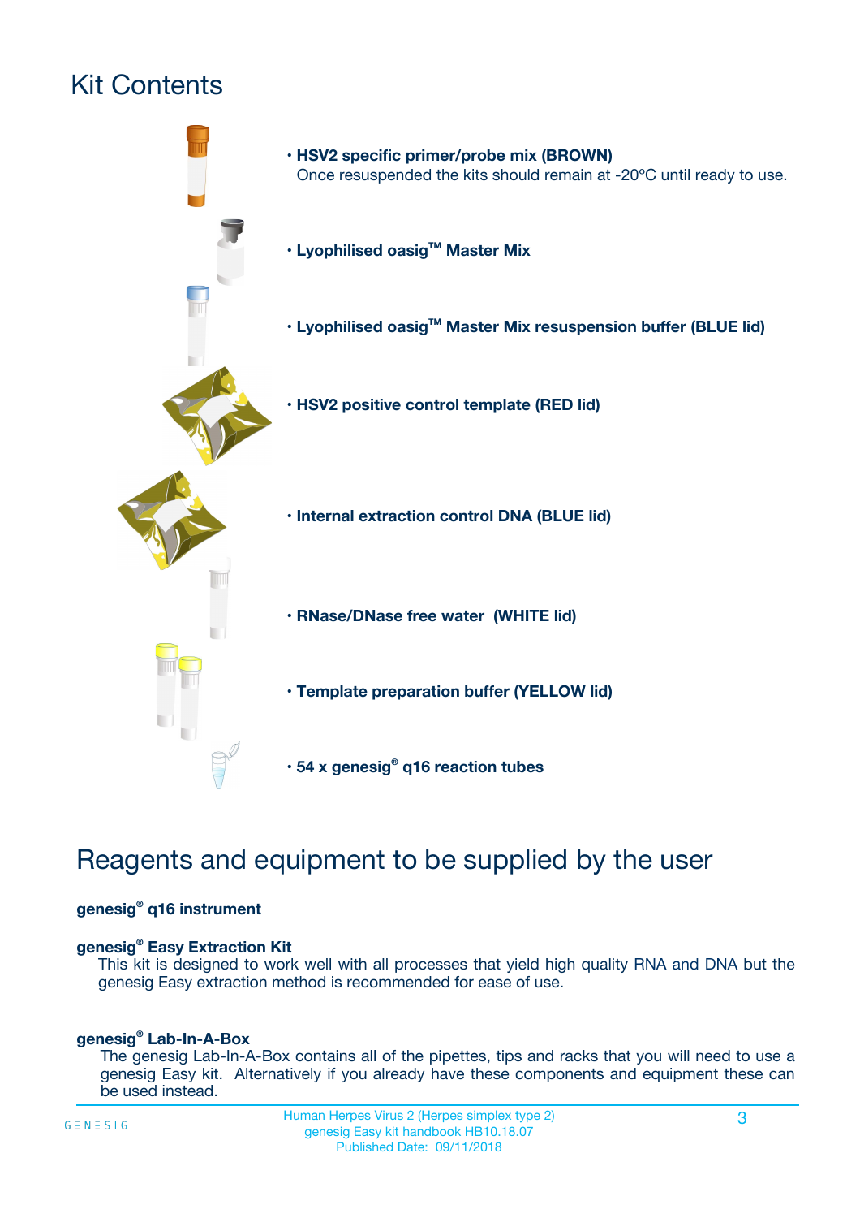# Kit Contents

- **HSV2 specific primer/probe mix (BROWN)**
  Once resuspended the kits should remain at -20ºC until ready to use.
- **Lyophilised oasig™ Master Mix**
- **Lyophilised oasig™ Master Mix resuspension buffer (BLUE lid)**
- **HSV2 positive control template (RED lid)**
- **Internal extraction control DNA (BLUE lid)**
- **RNase/DNase free water (WHITE lid)**
- **Template preparation buffer (YELLOW lid)**
- **54 x genesig® q16 reaction tubes**

# Reagents and equipment to be supplied by the user

**genesig® q16 instrument**

**genesig® Easy Extraction Kit**
This kit is designed to work well with all processes that yield high quality RNA and DNA but the genesig Easy extraction method is recommended for ease of use.

**genesig® Lab-In-A-Box**
The genesig Lab-In-A-Box contains all of the pipettes, tips and racks that you will need to use a genesig Easy kit. Alternatively if you already have these components and equipment these can be used instead.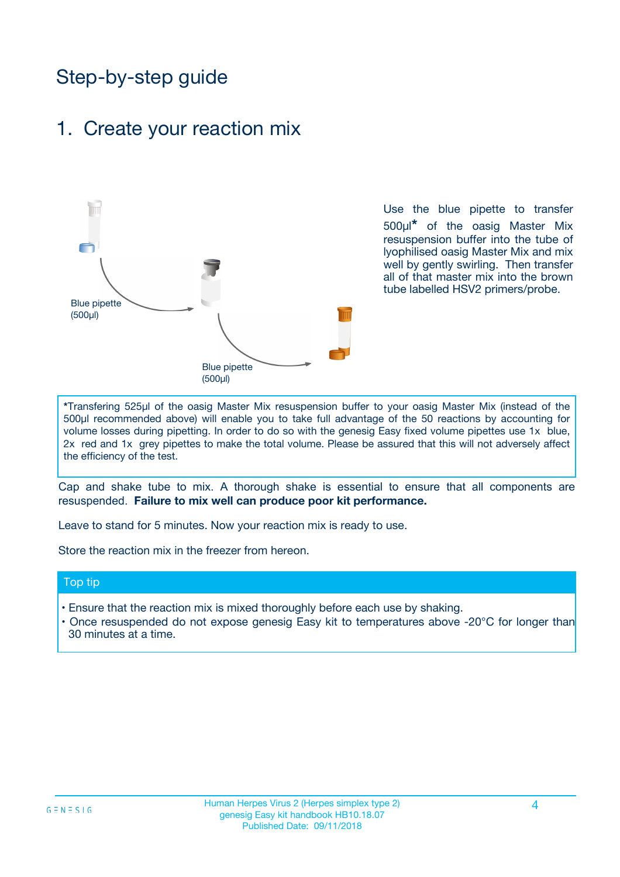# Step-by-step guide

## 1. Create your reaction mix

Blue pipette (500µl)

Blue pipette (500µl)

Use the blue pipette to transfer 500µl* of the oasig Master Mix resuspension buffer into the tube of lyophilised oasig Master Mix and mix well by gently swirling. Then transfer all of that master mix into the brown tube labelled HSV2 primers/probe.

*Transfering 525µl of the oasig Master Mix resuspension buffer to your oasig Master Mix (instead of the 500µl recommended above) will enable you to take full advantage of the 50 reactions by accounting for volume losses during pipetting. In order to do so with the genesig Easy fixed volume pipettes use 1x blue, 2x red and 1x grey pipettes to make the total volume. Please be assured that this will not adversely affect the efficiency of the test.

Cap and shake tube to mix. A thorough shake is essential to ensure that all components are resuspended. **Failure to mix well can produce poor kit performance.**

Leave to stand for 5 minutes. Now your reaction mix is ready to use.

Store the reaction mix in the freezer from hereon.

### Top tip

- Ensure that the reaction mix is mixed thoroughly before each use by shaking.
- Once resuspended do not expose genesig Easy kit to temperatures above -20°C for longer than 30 minutes at a time.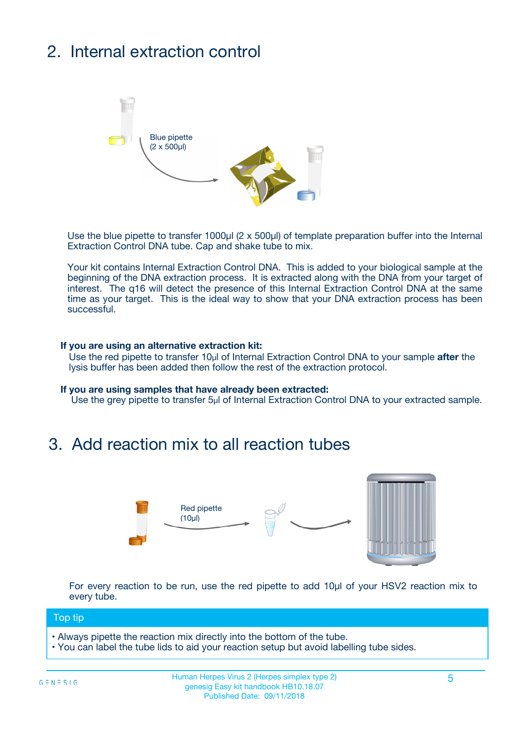## 2. Internal extraction control

Blue pipette
(2 x 500µl)

Use the blue pipette to transfer 1000µl (2 x 500µl) of template preparation buffer into the Internal Extraction Control DNA tube. Cap and shake tube to mix.

Your kit contains Internal Extraction Control DNA. This is added to your biological sample at the beginning of the DNA extraction process. It is extracted along with the DNA from your target of interest. The q16 will detect the presence of this Internal Extraction Control DNA at the same time as your target. This is the ideal way to show that your DNA extraction process has been successful.

**If you are using an alternative extraction kit:**
Use the red pipette to transfer 10µl of Internal Extraction Control DNA to your sample **after** the lysis buffer has been added then follow the rest of the extraction protocol.

**If you are using samples that have already been extracted:**
Use the grey pipette to transfer 5µl of Internal Extraction Control DNA to your extracted sample.

## 3. Add reaction mix to all reaction tubes

Red pipette
(10µl)

For every reaction to be run, use the red pipette to add 10µl of your HSV2 reaction mix to every tube.

**Top tip**

- Always pipette the reaction mix directly into the bottom of the tube.
- You can label the tube lids to aid your reaction setup but avoid labelling tube sides.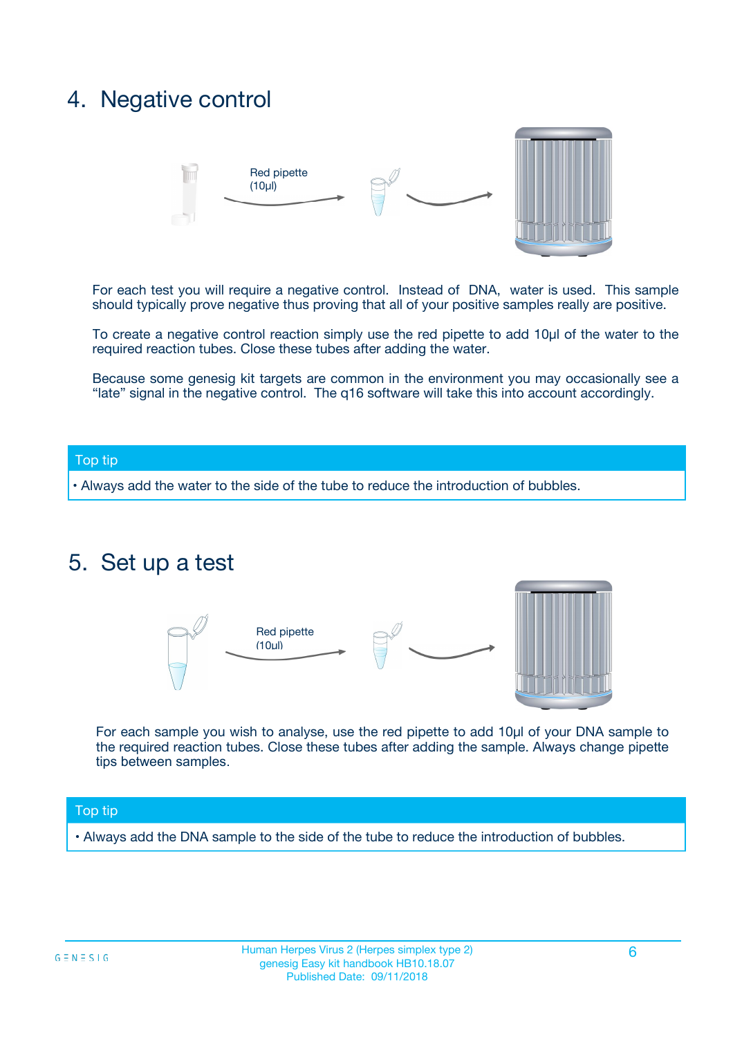# 4. Negative control

Red pipette (10µl)

For each test you will require a negative control. Instead of DNA, water is used. This sample should typically prove negative thus proving that all of your positive samples really are positive.

To create a negative control reaction simply use the red pipette to add 10µl of the water to the required reaction tubes. Close these tubes after adding the water.

Because some genesig kit targets are common in the environment you may occasionally see a "late" signal in the negative control. The q16 software will take this into account accordingly.

**Top tip**

- Always add the water to the side of the tube to reduce the introduction of bubbles.

# 5. Set up a test

Red pipette (10µl)

For each sample you wish to analyse, use the red pipette to add 10µl of your DNA sample to the required reaction tubes. Close these tubes after adding the sample. Always change pipette tips between samples.

**Top tip**

- Always add the DNA sample to the side of the tube to reduce the introduction of bubbles.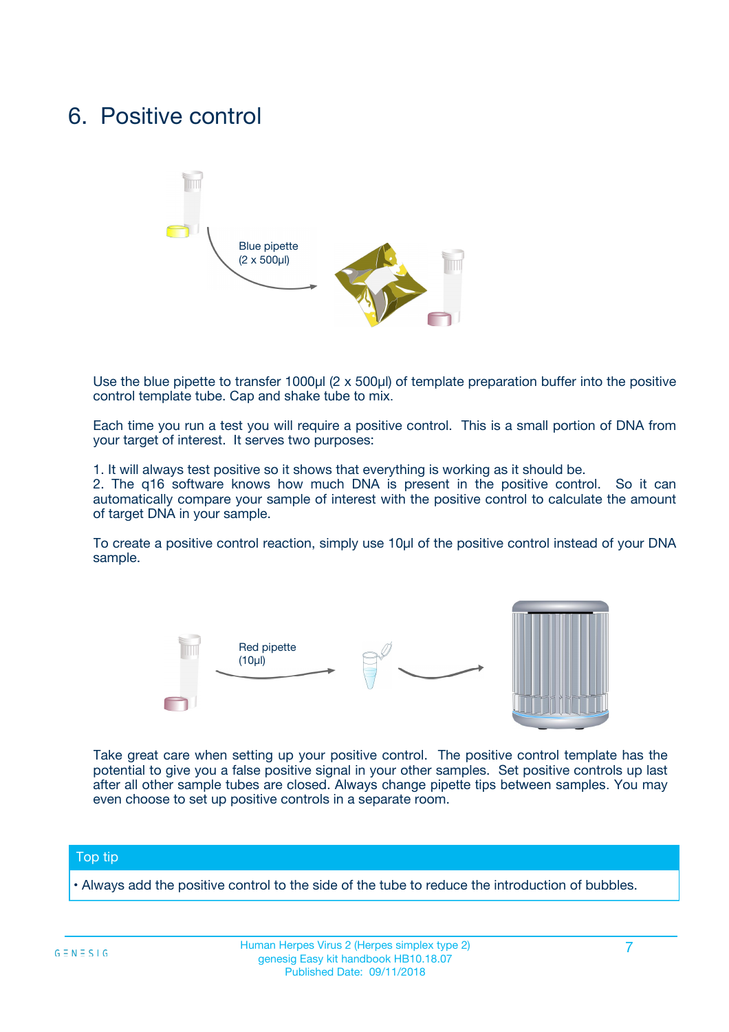# 6. Positive control

Blue pipette
(2 x 500µl)

Use the blue pipette to transfer 1000µl (2 x 500µl) of template preparation buffer into the positive control template tube. Cap and shake tube to mix.

Each time you run a test you will require a positive control. This is a small portion of DNA from your target of interest. It serves two purposes:

1. It will always test positive so it shows that everything is working as it should be.
2. The q16 software knows how much DNA is present in the positive control. So it can automatically compare your sample of interest with the positive control to calculate the amount of target DNA in your sample.

To create a positive control reaction, simply use 10µl of the positive control instead of your DNA sample.

Red pipette
(10µl)

Take great care when setting up your positive control. The positive control template has the potential to give you a false positive signal in your other samples. Set positive controls up last after all other sample tubes are closed. Always change pipette tips between samples. You may even choose to set up positive controls in a separate room.

**Top tip**

- Always add the positive control to the side of the tube to reduce the introduction of bubbles.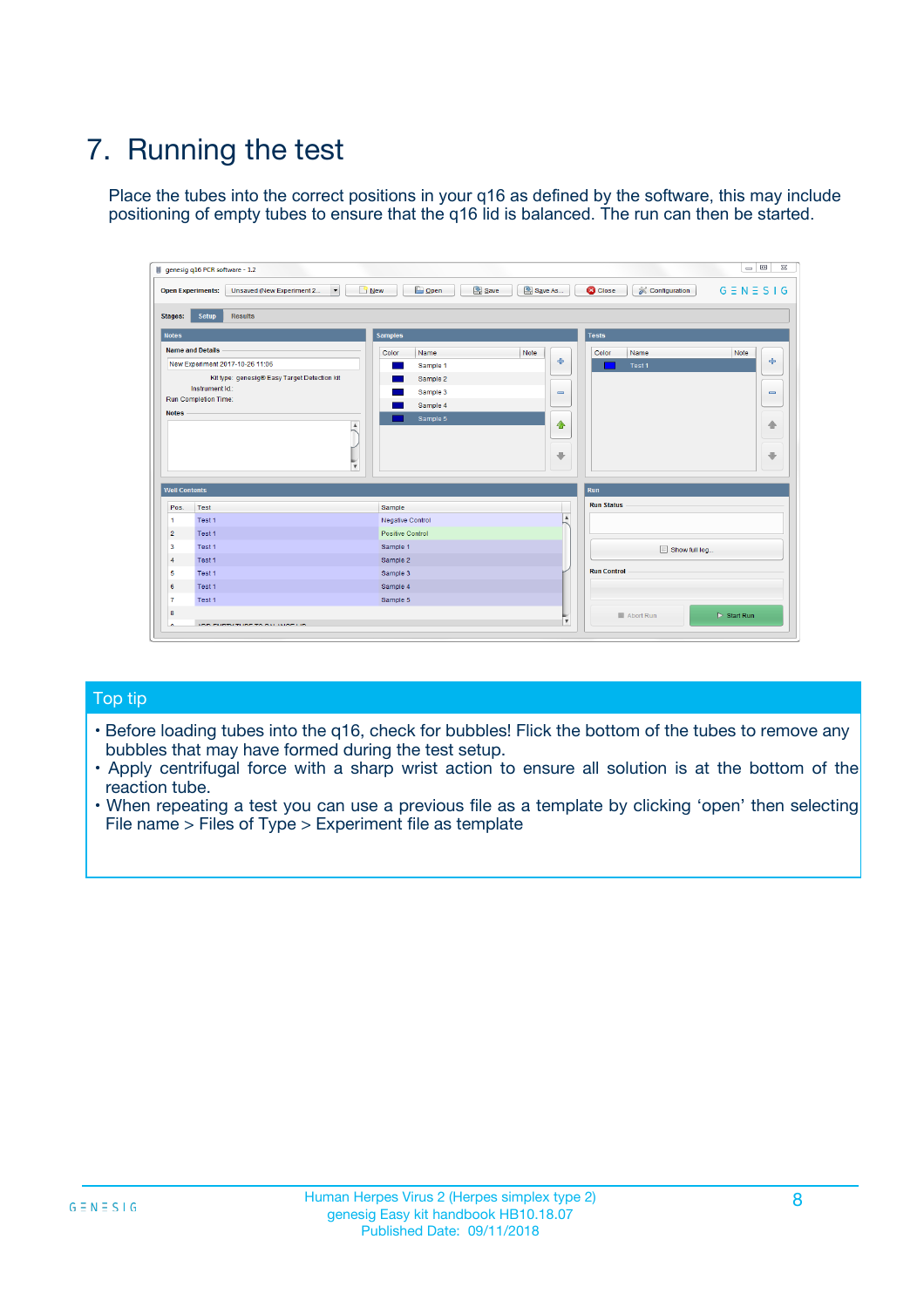# 7. Running the test

Place the tubes into the correct positions in your q16 as defined by the software, this may include positioning of empty tubes to ensure that the q16 lid is balanced. The run can then be started.

## Top tip

- Before loading tubes into the q16, check for bubbles! Flick the bottom of the tubes to remove any bubbles that may have formed during the test setup.
- Apply centrifugal force with a sharp wrist action to ensure all solution is at the bottom of the reaction tube.
- When repeating a test you can use a previous file as a template by clicking 'open' then selecting File name > Files of Type > Experiment file as template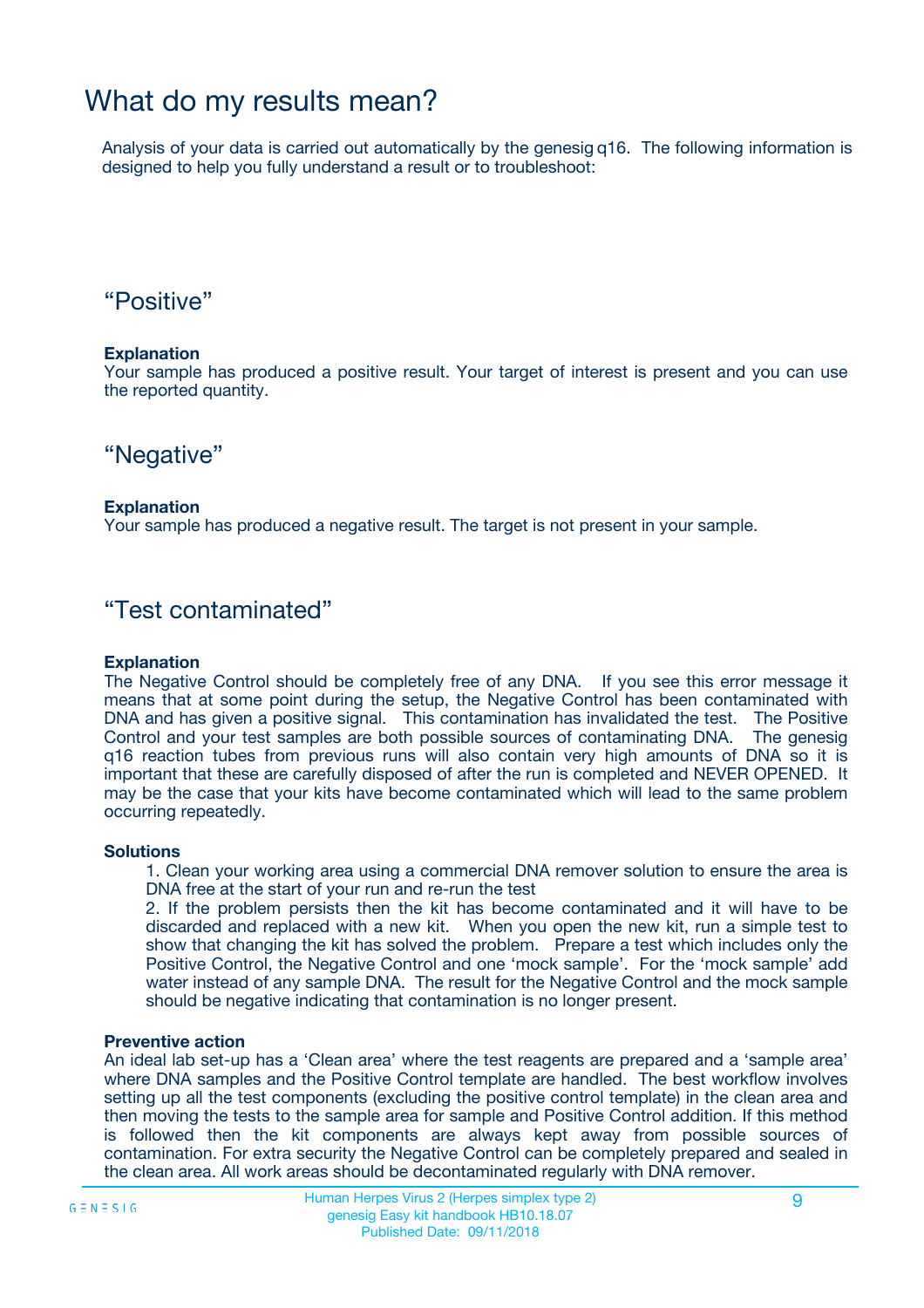# What do my results mean?

Analysis of your data is carried out automatically by the genesig q16. The following information is designed to help you fully understand a result or to troubleshoot:

## “Positive”

**Explanation**

Your sample has produced a positive result. Your target of interest is present and you can use the reported quantity.

## “Negative”

**Explanation**

Your sample has produced a negative result. The target is not present in your sample.

## “Test contaminated”

**Explanation**

The Negative Control should be completely free of any DNA. If you see this error message it means that at some point during the setup, the Negative Control has been contaminated with DNA and has given a positive signal. This contamination has invalidated the test. The Positive Control and your test samples are both possible sources of contaminating DNA. The genesig q16 reaction tubes from previous runs will also contain very high amounts of DNA so it is important that these are carefully disposed of after the run is completed and NEVER OPENED. It may be the case that your kits have become contaminated which will lead to the same problem occurring repeatedly.

**Solutions**

1. Clean your working area using a commercial DNA remover solution to ensure the area is DNA free at the start of your run and re-run the test
2. If the problem persists then the kit has become contaminated and it will have to be discarded and replaced with a new kit. When you open the new kit, run a simple test to show that changing the kit has solved the problem. Prepare a test which includes only the Positive Control, the Negative Control and one ‘mock sample’. For the ‘mock sample’ add water instead of any sample DNA. The result for the Negative Control and the mock sample should be negative indicating that contamination is no longer present.

**Preventive action**

An ideal lab set-up has a ‘Clean area’ where the test reagents are prepared and a ‘sample area’ where DNA samples and the Positive Control template are handled. The best workflow involves setting up all the test components (excluding the positive control template) in the clean area and then moving the tests to the sample area for sample and Positive Control addition. If this method is followed then the kit components are always kept away from possible sources of contamination. For extra security the Negative Control can be completely prepared and sealed in the clean area. All work areas should be decontaminated regularly with DNA remover.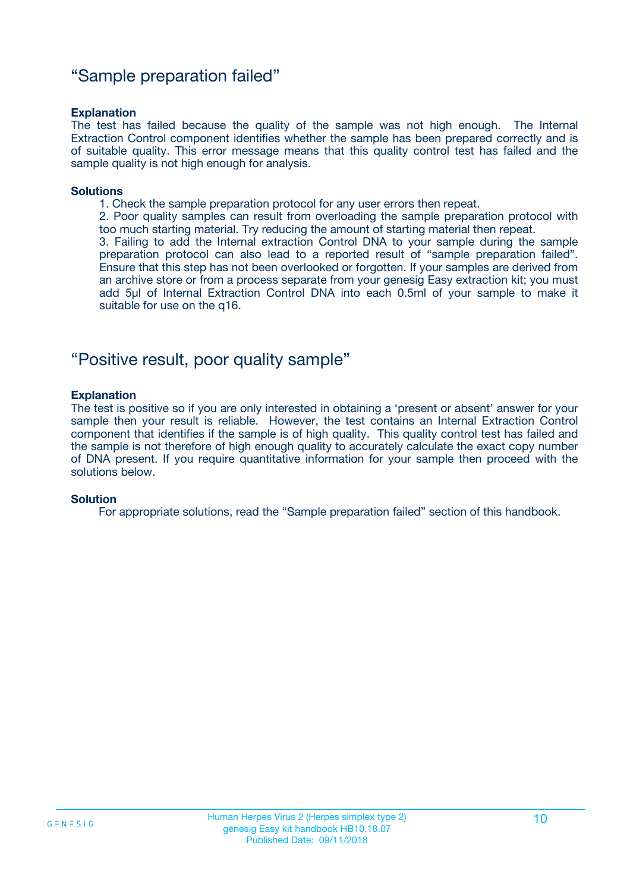## "Sample preparation failed"

**Explanation**

The test has failed because the quality of the sample was not high enough. The Internal Extraction Control component identifies whether the sample has been prepared correctly and is of suitable quality. This error message means that this quality control test has failed and the sample quality is not high enough for analysis.

**Solutions**

1. Check the sample preparation protocol for any user errors then repeat.
2. Poor quality samples can result from overloading the sample preparation protocol with too much starting material. Try reducing the amount of starting material then repeat.
3. Failing to add the Internal extraction Control DNA to your sample during the sample preparation protocol can also lead to a reported result of "sample preparation failed". Ensure that this step has not been overlooked or forgotten. If your samples are derived from an archive store or from a process separate from your genesig Easy extraction kit; you must add 5µl of Internal Extraction Control DNA into each 0.5ml of your sample to make it suitable for use on the q16.

## "Positive result, poor quality sample"

**Explanation**

The test is positive so if you are only interested in obtaining a 'present or absent' answer for your sample then your result is reliable. However, the test contains an Internal Extraction Control component that identifies if the sample is of high quality. This quality control test has failed and the sample is not therefore of high enough quality to accurately calculate the exact copy number of DNA present. If you require quantitative information for your sample then proceed with the solutions below.

**Solution**

For appropriate solutions, read the "Sample preparation failed" section of this handbook.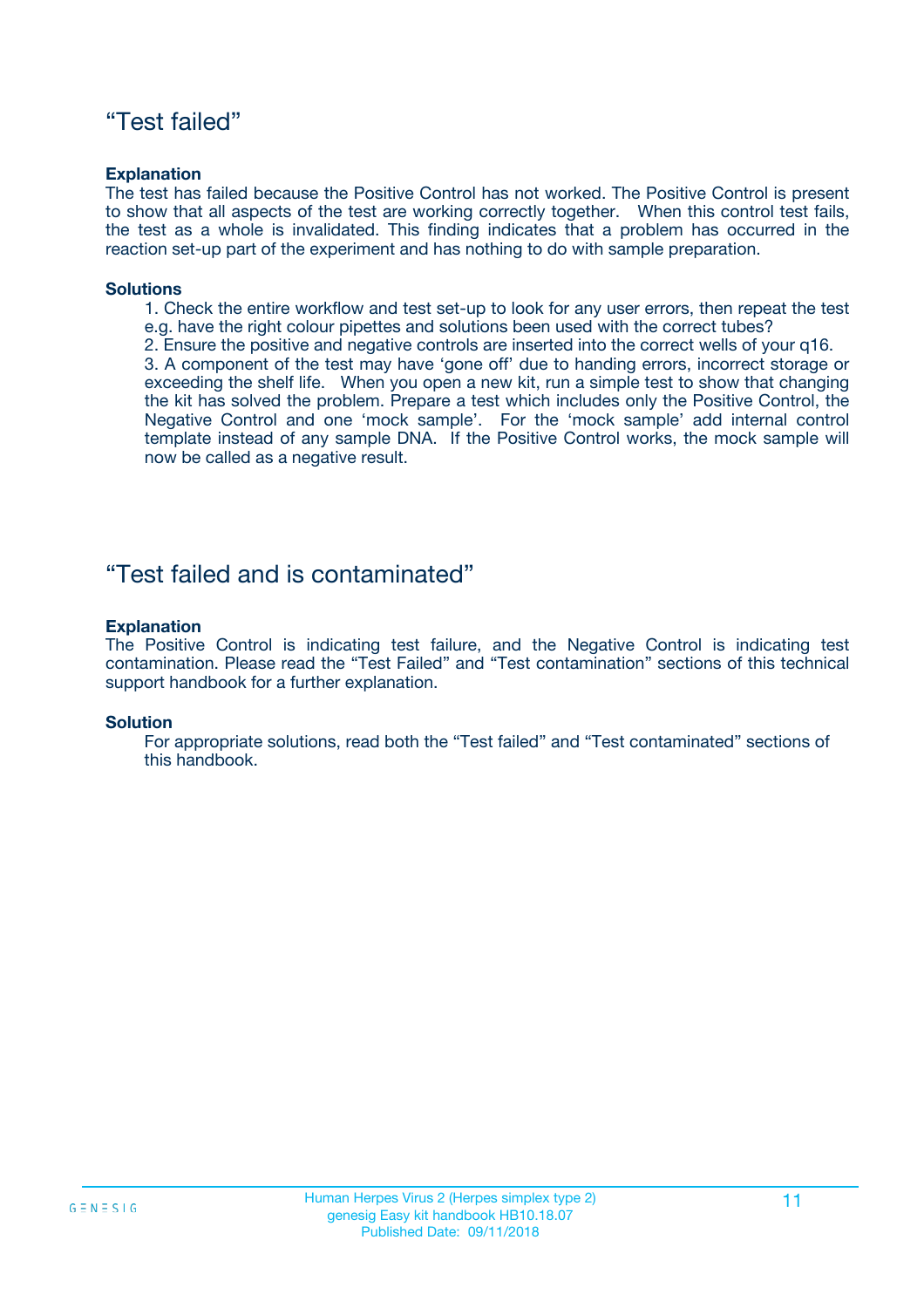## "Test failed"

**Explanation**

The test has failed because the Positive Control has not worked. The Positive Control is present to show that all aspects of the test are working correctly together. When this control test fails, the test as a whole is invalidated. This finding indicates that a problem has occurred in the reaction set-up part of the experiment and has nothing to do with sample preparation.

**Solutions**

1. Check the entire workflow and test set-up to look for any user errors, then repeat the test e.g. have the right colour pipettes and solutions been used with the correct tubes?
2. Ensure the positive and negative controls are inserted into the correct wells of your q16.
3. A component of the test may have 'gone off' due to handing errors, incorrect storage or exceeding the shelf life. When you open a new kit, run a simple test to show that changing the kit has solved the problem. Prepare a test which includes only the Positive Control, the Negative Control and one 'mock sample'. For the 'mock sample' add internal control template instead of any sample DNA. If the Positive Control works, the mock sample will now be called as a negative result.

## "Test failed and is contaminated"

**Explanation**

The Positive Control is indicating test failure, and the Negative Control is indicating test contamination. Please read the "Test Failed" and "Test contamination" sections of this technical support handbook for a further explanation.

**Solution**

For appropriate solutions, read both the "Test failed" and "Test contaminated" sections of this handbook.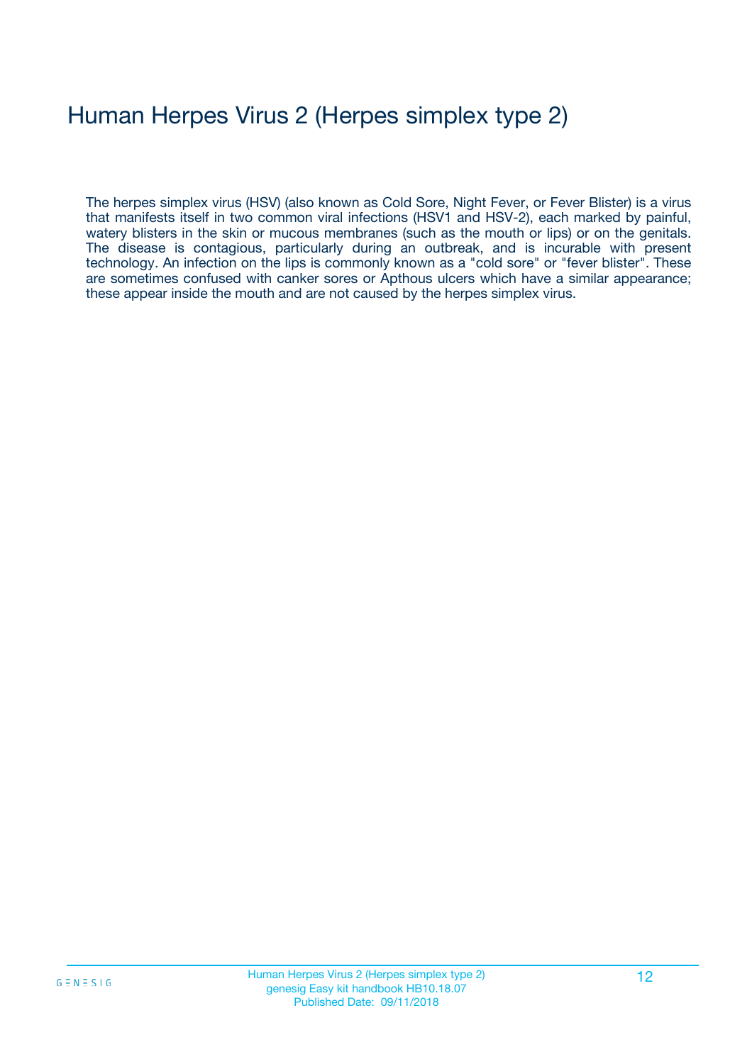# Human Herpes Virus 2 (Herpes simplex type 2)

The herpes simplex virus (HSV) (also known as Cold Sore, Night Fever, or Fever Blister) is a virus that manifests itself in two common viral infections (HSV1 and HSV-2), each marked by painful, watery blisters in the skin or mucous membranes (such as the mouth or lips) or on the genitals. The disease is contagious, particularly during an outbreak, and is incurable with present technology. An infection on the lips is commonly known as a "cold sore" or "fever blister". These are sometimes confused with canker sores or Apthous ulcers which have a similar appearance; these appear inside the mouth and are not caused by the herpes simplex virus.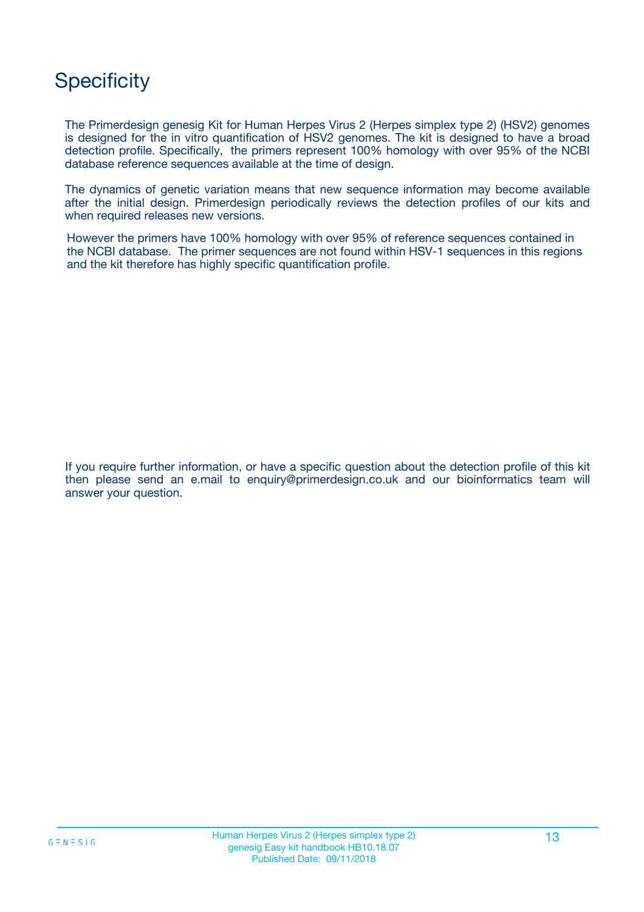# Specificity

The Primerdesign genesig Kit for Human Herpes Virus 2 (Herpes simplex type 2) (HSV2) genomes is designed for the in vitro quantification of HSV2 genomes. The kit is designed to have a broad detection profile. Specifically, the primers represent 100% homology with over 95% of the NCBI database reference sequences available at the time of design.

The dynamics of genetic variation means that new sequence information may become available after the initial design. Primerdesign periodically reviews the detection profiles of our kits and when required releases new versions.

However the primers have 100% homology with over 95% of reference sequences contained in the NCBI database. The primer sequences are not found within HSV-1 sequences in this regions and the kit therefore has highly specific quantification profile.

If you require further information, or have a specific question about the detection profile of this kit then please send an e.mail to enquiry@primerdesign.co.uk and our bioinformatics team will answer your question.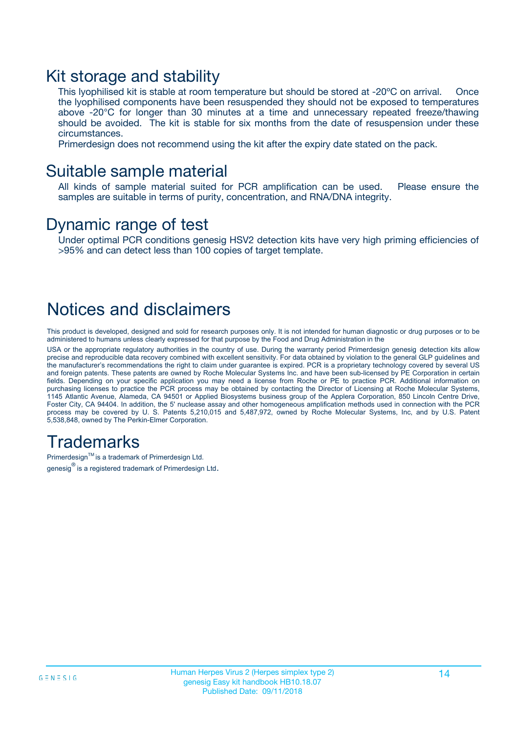# Kit storage and stability

This lyophilised kit is stable at room temperature but should be stored at -20ºC on arrival. Once the lyophilised components have been resuspended they should not be exposed to temperatures above -20°C for longer than 30 minutes at a time and unnecessary repeated freeze/thawing should be avoided. The kit is stable for six months from the date of resuspension under these circumstances.

Primerdesign does not recommend using the kit after the expiry date stated on the pack.

# Suitable sample material

All kinds of sample material suited for PCR amplification can be used. Please ensure the samples are suitable in terms of purity, concentration, and RNA/DNA integrity.

# Dynamic range of test

Under optimal PCR conditions genesig HSV2 detection kits have very high priming efficiencies of >95% and can detect less than 100 copies of target template.

# Notices and disclaimers

This product is developed, designed and sold for research purposes only. It is not intended for human diagnostic or drug purposes or to be administered to humans unless clearly expressed for that purpose by the Food and Drug Administration in the

USA or the appropriate regulatory authorities in the country of use. During the warranty period Primerdesign genesig detection kits allow precise and reproducible data recovery combined with excellent sensitivity. For data obtained by violation to the general GLP guidelines and the manufacturer's recommendations the right to claim under guarantee is expired. PCR is a proprietary technology covered by several US and foreign patents. These patents are owned by Roche Molecular Systems Inc. and have been sub-licensed by PE Corporation in certain fields. Depending on your specific application you may need a license from Roche or PE to practice PCR. Additional information on purchasing licenses to practice the PCR process may be obtained by contacting the Director of Licensing at Roche Molecular Systems, 1145 Atlantic Avenue, Alameda, CA 94501 or Applied Biosystems business group of the Applera Corporation, 850 Lincoln Centre Drive, Foster City, CA 94404. In addition, the 5' nuclease assay and other homogeneous amplification methods used in connection with the PCR process may be covered by U. S. Patents 5,210,015 and 5,487,972, owned by Roche Molecular Systems, Inc, and by U.S. Patent 5,538,848, owned by The Perkin-Elmer Corporation.

# Trademarks

Primerdesign™ is a trademark of Primerdesign Ltd.

genesig® is a registered trademark of Primerdesign Ltd.